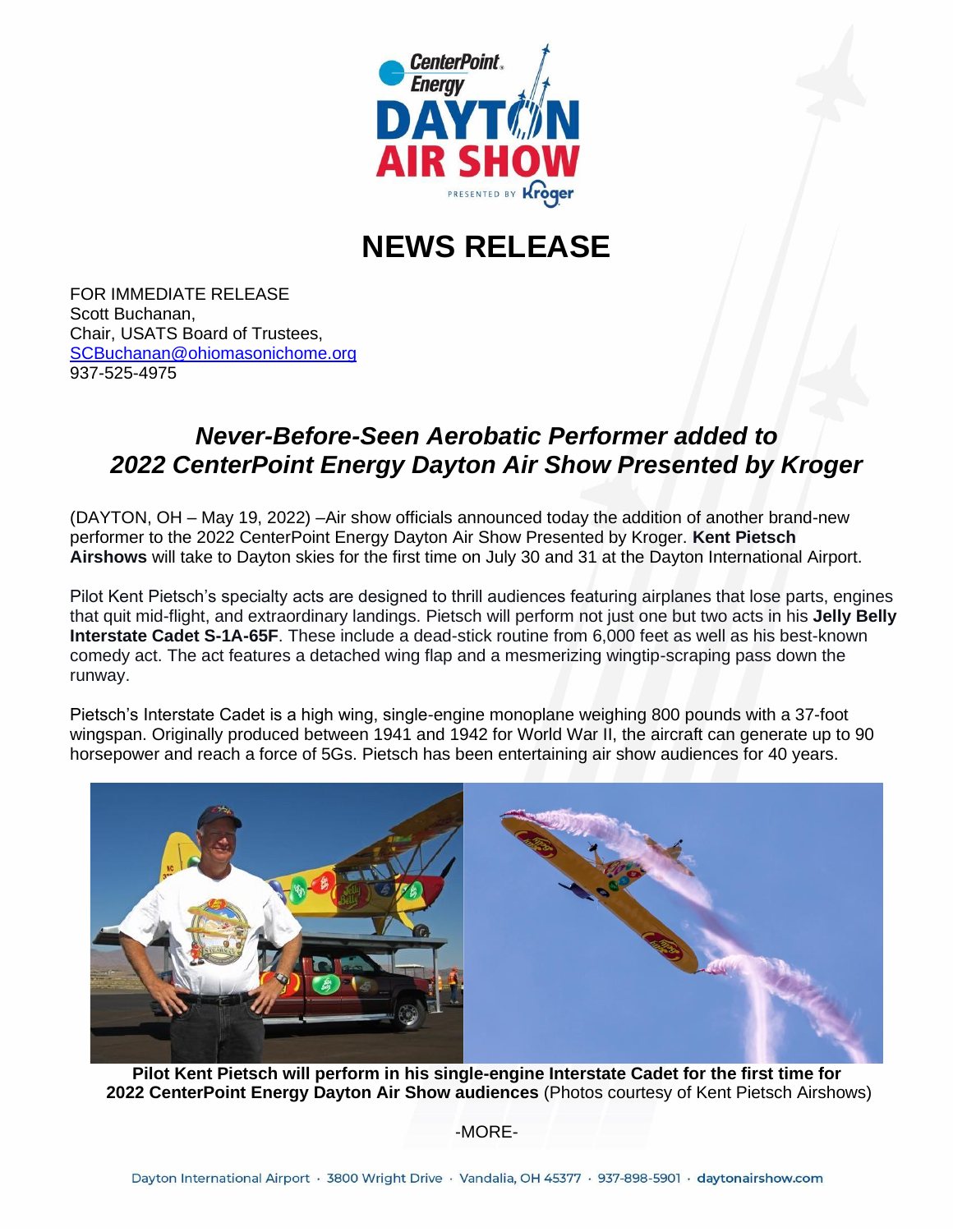# NEWS RELEASE

FOR IMMEDIATE RELEASE
Scott Buchanan,
Chair, USATS Board of Trustees,
SCBuchanan@ohiomasonichome.org
937-525-4975

## *Never-Before-Seen Aerobatic Performer added to 2022 CenterPoint Energy Dayton Air Show Presented by Kroger*

(DAYTON, OH – May 19, 2022) –Air show officials announced today the addition of another brand-new performer to the 2022 CenterPoint Energy Dayton Air Show Presented by Kroger. **Kent Pietsch Airshows** will take to Dayton skies for the first time on July 30 and 31 at the Dayton International Airport.

Pilot Kent Pietsch's specialty acts are designed to thrill audiences featuring airplanes that lose parts, engines that quit mid-flight, and extraordinary landings. Pietsch will perform not just one but two acts in his **Jelly Belly Interstate Cadet S-1A-65F**. These include a dead-stick routine from 6,000 feet as well as his best-known comedy act. The act features a detached wing flap and a mesmerizing wingtip-scraping pass down the runway.

Pietsch's Interstate Cadet is a high wing, single-engine monoplane weighing 800 pounds with a 37-foot wingspan. Originally produced between 1941 and 1942 for World War II, the aircraft can generate up to 90 horsepower and reach a force of 5Gs. Pietsch has been entertaining air show audiences for 40 years.

**Pilot Kent Pietsch will perform in his single-engine Interstate Cadet for the first time for 2022 CenterPoint Energy Dayton Air Show audiences** (Photos courtesy of Kent Pietsch Airshows)

-MORE-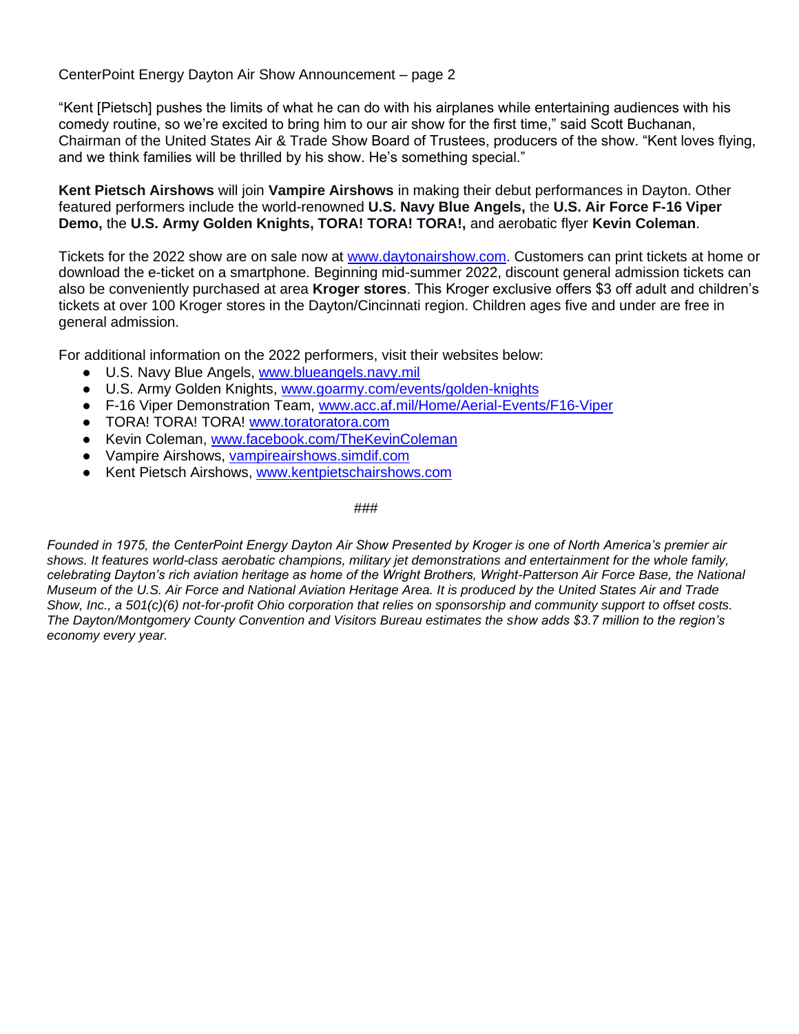"Kent [Pietsch] pushes the limits of what he can do with his airplanes while entertaining audiences with his comedy routine, so we're excited to bring him to our air show for the first time," said Scott Buchanan, Chairman of the United States Air & Trade Show Board of Trustees, producers of the show. "Kent loves flying, and we think families will be thrilled by his show. He's something special."

**Kent Pietsch Airshows** will join **Vampire Airshows** in making their debut performances in Dayton. Other featured performers include the world-renowned **U.S. Navy Blue Angels,** the **U.S. Air Force F-16 Viper Demo,** the **U.S. Army Golden Knights, TORA! TORA! TORA!,** and aerobatic flyer **Kevin Coleman**.

Tickets for the 2022 show are on sale now at www.daytonairshow.com. Customers can print tickets at home or download the e-ticket on a smartphone. Beginning mid-summer 2022, discount general admission tickets can also be conveniently purchased at area **Kroger stores**. This Kroger exclusive offers $3 off adult and children's tickets at over 100 Kroger stores in the Dayton/Cincinnati region. Children ages five and under are free in general admission.

For additional information on the 2022 performers, visit their websites below:

- U.S. Navy Blue Angels, www.blueangels.navy.mil
- U.S. Army Golden Knights, www.goarmy.com/events/golden-knights
- F-16 Viper Demonstration Team, www.acc.af.mil/Home/Aerial-Events/F16-Viper
- TORA! TORA! TORA! www.toratoratora.com
- Kevin Coleman, www.facebook.com/TheKevinColeman
- Vampire Airshows, vampireairshows.simdif.com
- Kent Pietsch Airshows, www.kentpietschairshows.com

###

*Founded in 1975, the CenterPoint Energy Dayton Air Show Presented by Kroger is one of North America's premier air shows. It features world-class aerobatic champions, military jet demonstrations and entertainment for the whole family, celebrating Dayton's rich aviation heritage as home of the Wright Brothers, Wright-Patterson Air Force Base, the National Museum of the U.S. Air Force and National Aviation Heritage Area. It is produced by the United States Air and Trade Show, Inc., a 501(c)(6) not-for-profit Ohio corporation that relies on sponsorship and community support to offset costs. The Dayton/Montgomery County Convention and Visitors Bureau estimates the show adds $3.7 million to the region's economy every year.*